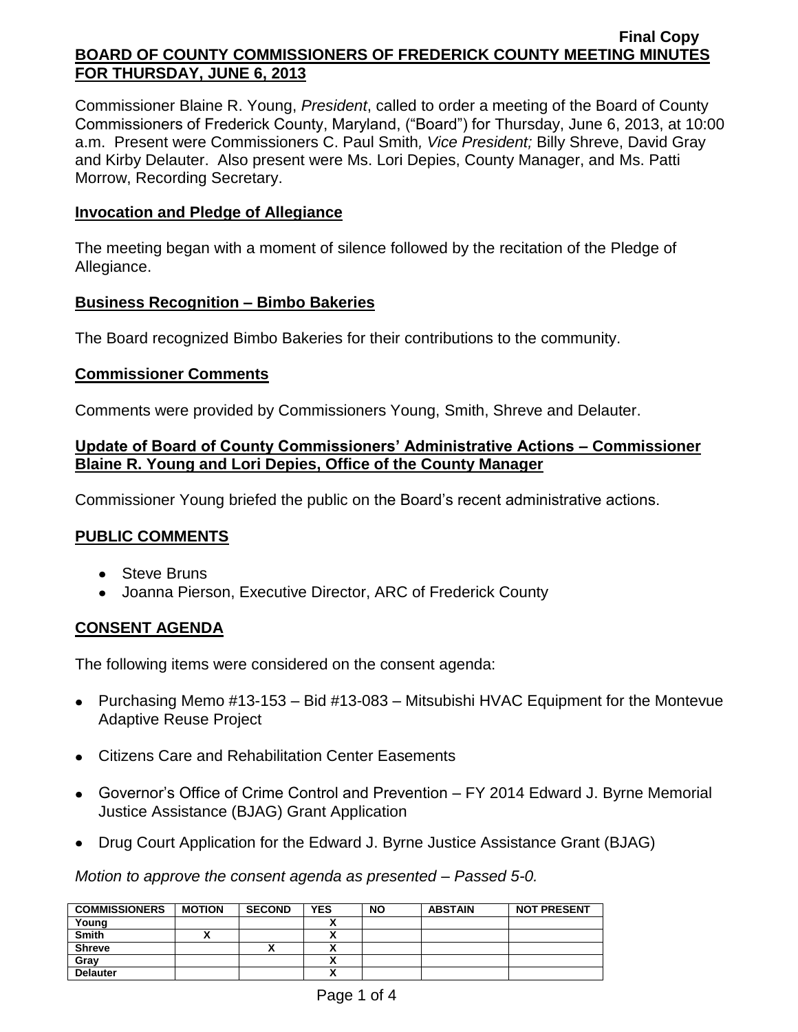**Final Copy**

# BOARD OF COUNTY COMMISSIONERS OF FREDERICK COUNTY MEETING MINUTES FOR THURSDAY, JUNE 6, 2013

Commissioner Blaine R. Young, *President*, called to order a meeting of the Board of County Commissioners of Frederick County, Maryland, ("Board") for Thursday, June 6, 2013, at 10:00 a.m. Present were Commissioners C. Paul Smith*, Vice President;* Billy Shreve, David Gray and Kirby Delauter. Also present were Ms. Lori Depies, County Manager, and Ms. Patti Morrow, Recording Secretary.

## Invocation and Pledge of Allegiance

The meeting began with a moment of silence followed by the recitation of the Pledge of Allegiance.

## Business Recognition – Bimbo Bakeries

The Board recognized Bimbo Bakeries for their contributions to the community.

## Commissioner Comments

Comments were provided by Commissioners Young, Smith, Shreve and Delauter.

## Update of Board of County Commissioners' Administrative Actions – Commissioner Blaine R. Young and Lori Depies, Office of the County Manager

Commissioner Young briefed the public on the Board's recent administrative actions.

## PUBLIC COMMENTS

- Steve Bruns
- Joanna Pierson, Executive Director, ARC of Frederick County

## CONSENT AGENDA

The following items were considered on the consent agenda:

- Purchasing Memo #13-153 – Bid #13-083 – Mitsubishi HVAC Equipment for the Montevue Adaptive Reuse Project
- Citizens Care and Rehabilitation Center Easements
- Governor's Office of Crime Control and Prevention – FY 2014 Edward J. Byrne Memorial Justice Assistance (BJAG) Grant Application
- Drug Court Application for the Edward J. Byrne Justice Assistance Grant (BJAG)

*Motion to approve the consent agenda as presented – Passed 5-0.*

| COMMISSIONERS | MOTION | SECOND | YES | NO | ABSTAIN | NOT PRESENT |
|---|---|---|---|---|---|---|
| Young | | | X | | | |
| Smith | X | | X | | | |
| Shreve | | X | X | | | |
| Gray | | | X | | | |
| Delauter | | | X | | | |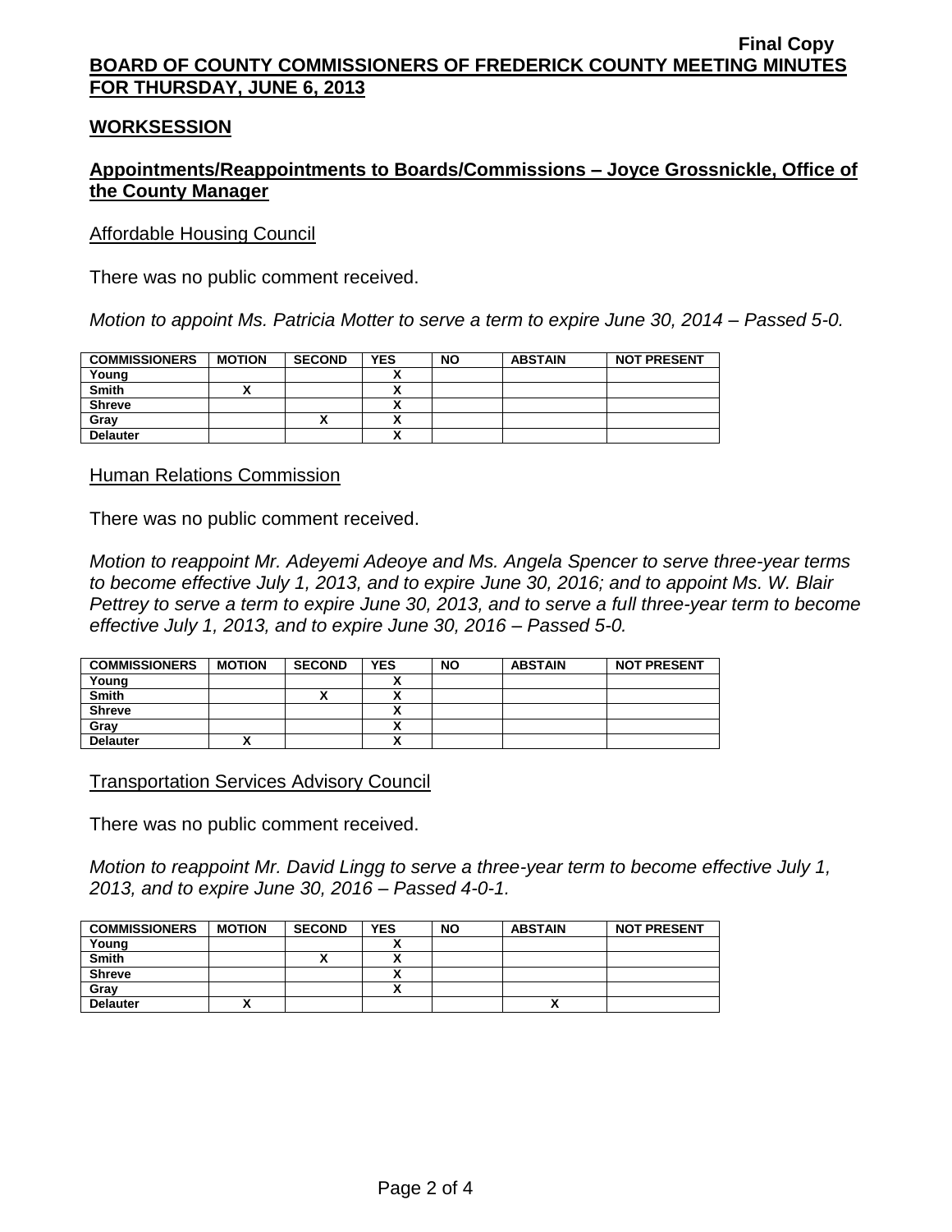**Final Copy**

**BOARD OF COUNTY COMMISSIONERS OF FREDERICK COUNTY MEETING MINUTES FOR THURSDAY, JUNE 6, 2013**

## WORKSESSION

### Appointments/Reappointments to Boards/Commissions – Joyce Grossnickle, Office of the County Manager

Affordable Housing Council

There was no public comment received.

*Motion to appoint Ms. Patricia Motter to serve a term to expire June 30, 2014 – Passed 5-0.*

| COMMISSIONERS | MOTION | SECOND | YES | NO | ABSTAIN | NOT PRESENT |
|---|---|---|---|---|---|---|
| Young | | | X | | | |
| Smith | X | | X | | | |
| Shreve | | | X | | | |
| Gray | | X | X | | | |
| Delauter | | | X | | | |

Human Relations Commission

There was no public comment received.

*Motion to reappoint Mr. Adeyemi Adeoye and Ms. Angela Spencer to serve three-year terms to become effective July 1, 2013, and to expire June 30, 2016; and to appoint Ms. W. Blair Pettrey to serve a term to expire June 30, 2013, and to serve a full three-year term to become effective July 1, 2013, and to expire June 30, 2016 – Passed 5-0.*

| COMMISSIONERS | MOTION | SECOND | YES | NO | ABSTAIN | NOT PRESENT |
|---|---|---|---|---|---|---|
| Young | | | X | | | |
| Smith | | X | X | | | |
| Shreve | | | X | | | |
| Gray | | | X | | | |
| Delauter | X | | X | | | |

Transportation Services Advisory Council

There was no public comment received.

*Motion to reappoint Mr. David Lingg to serve a three-year term to become effective July 1, 2013, and to expire June 30, 2016 – Passed 4-0-1.*

| COMMISSIONERS | MOTION | SECOND | YES | NO | ABSTAIN | NOT PRESENT |
|---|---|---|---|---|---|---|
| Young | | | X | | | |
| Smith | | X | X | | | |
| Shreve | | | X | | | |
| Gray | | | X | | | |
| Delauter | X | | | | X | |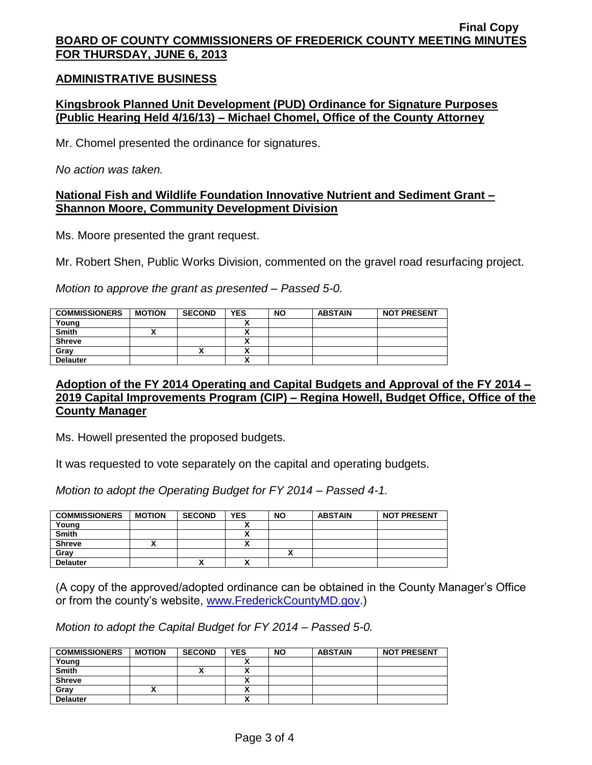**Final Copy**

**BOARD OF COUNTY COMMISSIONERS OF FREDERICK COUNTY MEETING MINUTES FOR THURSDAY, JUNE 6, 2013**

## ADMINISTRATIVE BUSINESS

### Kingsbrook Planned Unit Development (PUD) Ordinance for Signature Purposes (Public Hearing Held 4/16/13) – Michael Chomel, Office of the County Attorney

Mr. Chomel presented the ordinance for signatures.

*No action was taken.*

### National Fish and Wildlife Foundation Innovative Nutrient and Sediment Grant – Shannon Moore, Community Development Division

Ms. Moore presented the grant request.

Mr. Robert Shen, Public Works Division, commented on the gravel road resurfacing project.

*Motion to approve the grant as presented – Passed 5-0.*

| COMMISSIONERS | MOTION | SECOND | YES | NO | ABSTAIN | NOT PRESENT |
|---|---|---|---|---|---|---|
| Young | | | X | | | |
| Smith | X | | X | | | |
| Shreve | | | X | | | |
| Gray | | X | X | | | |
| Delauter | | | X | | | |

### Adoption of the FY 2014 Operating and Capital Budgets and Approval of the FY 2014 – 2019 Capital Improvements Program (CIP) – Regina Howell, Budget Office, Office of the County Manager

Ms. Howell presented the proposed budgets.

It was requested to vote separately on the capital and operating budgets.

*Motion to adopt the Operating Budget for FY 2014 – Passed 4-1.*

| COMMISSIONERS | MOTION | SECOND | YES | NO | ABSTAIN | NOT PRESENT |
|---|---|---|---|---|---|---|
| Young | | | X | | | |
| Smith | | | X | | | |
| Shreve | X | | X | | | |
| Gray | | | | X | | |
| Delauter | | X | X | | | |

(A copy of the approved/adopted ordinance can be obtained in the County Manager's Office or from the county's website, www.FrederickCountyMD.gov.)

*Motion to adopt the Capital Budget for FY 2014 – Passed 5-0.*

| COMMISSIONERS | MOTION | SECOND | YES | NO | ABSTAIN | NOT PRESENT |
|---|---|---|---|---|---|---|
| Young | | | X | | | |
| Smith | | X | X | | | |
| Shreve | | | X | | | |
| Gray | X | | X | | | |
| Delauter | | | X | | | |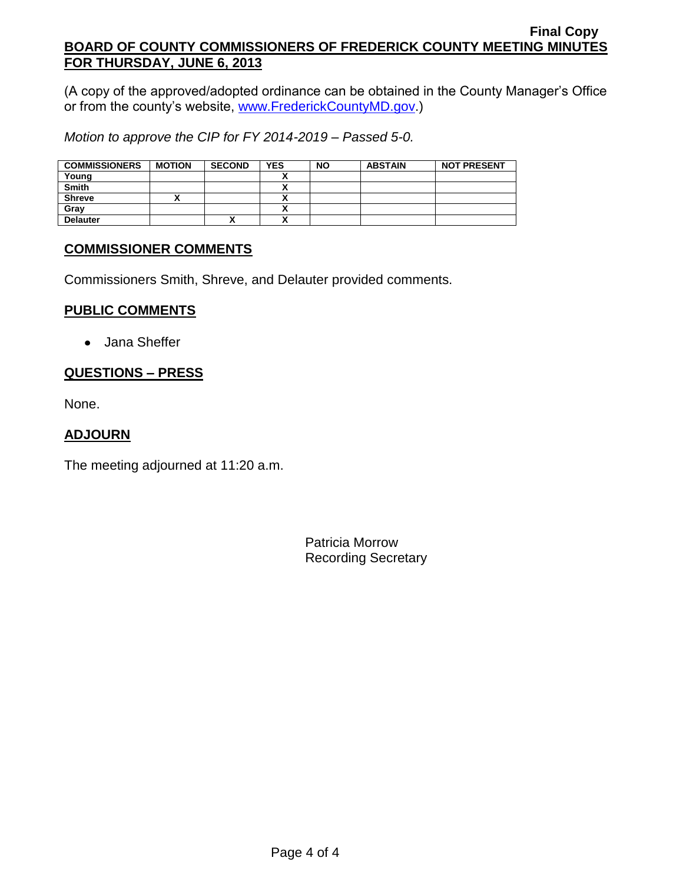(A copy of the approved/adopted ordinance can be obtained in the County Manager's Office or from the county's website, www.FrederickCountyMD.gov.)

*Motion to approve the CIP for FY 2014-2019 – Passed 5-0.*

| COMMISSIONERS | MOTION | SECOND | YES | NO | ABSTAIN | NOT PRESENT |
|---|---|---|---|---|---|---|
| Young | | | X | | | |
| Smith | | | X | | | |
| Shreve | X | | X | | | |
| Gray | | | X | | | |
| Delauter | | X | X | | | |

## COMMISSIONER COMMENTS

Commissioners Smith, Shreve, and Delauter provided comments.

## PUBLIC COMMENTS

- Jana Sheffer

## QUESTIONS – PRESS

None.

## ADJOURN

The meeting adjourned at 11:20 a.m.

Patricia Morrow
Recording Secretary